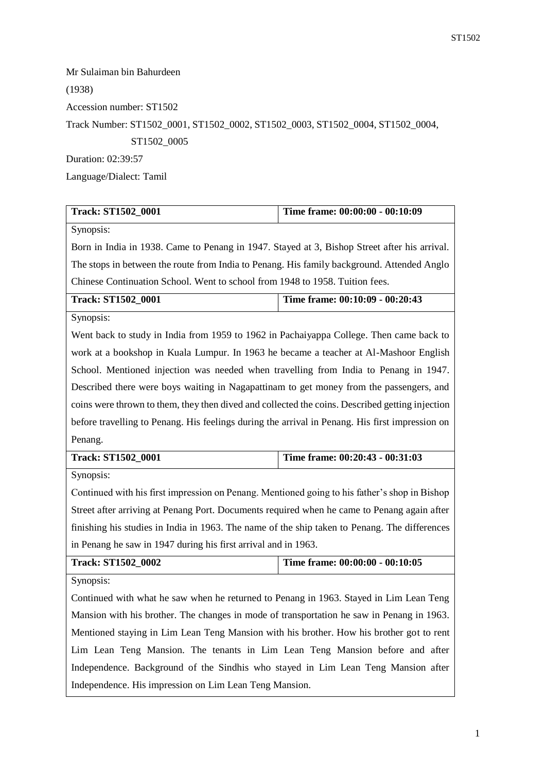Mr Sulaiman bin Bahurdeen

(1938)

Accession number: ST1502

Track Number: ST1502_0001, ST1502_0002, ST1502_0003, ST1502_0004, ST1502_0004, ST1502_0005

Duration: 02:39:57

Language/Dialect: Tamil

| Track: ST1502_0001 | Time frame: 00:00:00 - 00:10:09 |
|---|---|
| Synopsis: Born in India in 1938. Came to Penang in 1947. Stayed at 3, Bishop Street after his arrival. The stops in between the route from India to Penang. His family background. Attended Anglo Chinese Continuation School. Went to school from 1948 to 1958. Tuition fees. | |
| **Track: ST1502_0001** | **Time frame: 00:10:09 - 00:20:43** |
| Synopsis: Went back to study in India from 1959 to 1962 in Pachaiyappa College. Then came back to work at a bookshop in Kuala Lumpur. In 1963 he became a teacher at Al-Mashoor English School. Mentioned injection was needed when travelling from India to Penang in 1947. Described there were boys waiting in Nagapattinam to get money from the passengers, and coins were thrown to them, they then dived and collected the coins. Described getting injection before travelling to Penang. His feelings during the arrival in Penang. His first impression on Penang. | |
| **Track: ST1502_0001** | **Time frame: 00:20:43 - 00:31:03** |
| Synopsis: Continued with his first impression on Penang. Mentioned going to his father's shop in Bishop Street after arriving at Penang Port. Documents required when he came to Penang again after finishing his studies in India in 1963. The name of the ship taken to Penang. The differences in Penang he saw in 1947 during his first arrival and in 1963. | |
| **Track: ST1502_0002** | **Time frame: 00:00:00 - 00:10:05** |
| Synopsis: Continued with what he saw when he returned to Penang in 1963. Stayed in Lim Lean Teng Mansion with his brother. The changes in mode of transportation he saw in Penang in 1963. Mentioned staying in Lim Lean Teng Mansion with his brother. How his brother got to rent Lim Lean Teng Mansion. The tenants in Lim Lean Teng Mansion before and after Independence. Background of the Sindhis who stayed in Lim Lean Teng Mansion after Independence. His impression on Lim Lean Teng Mansion. | |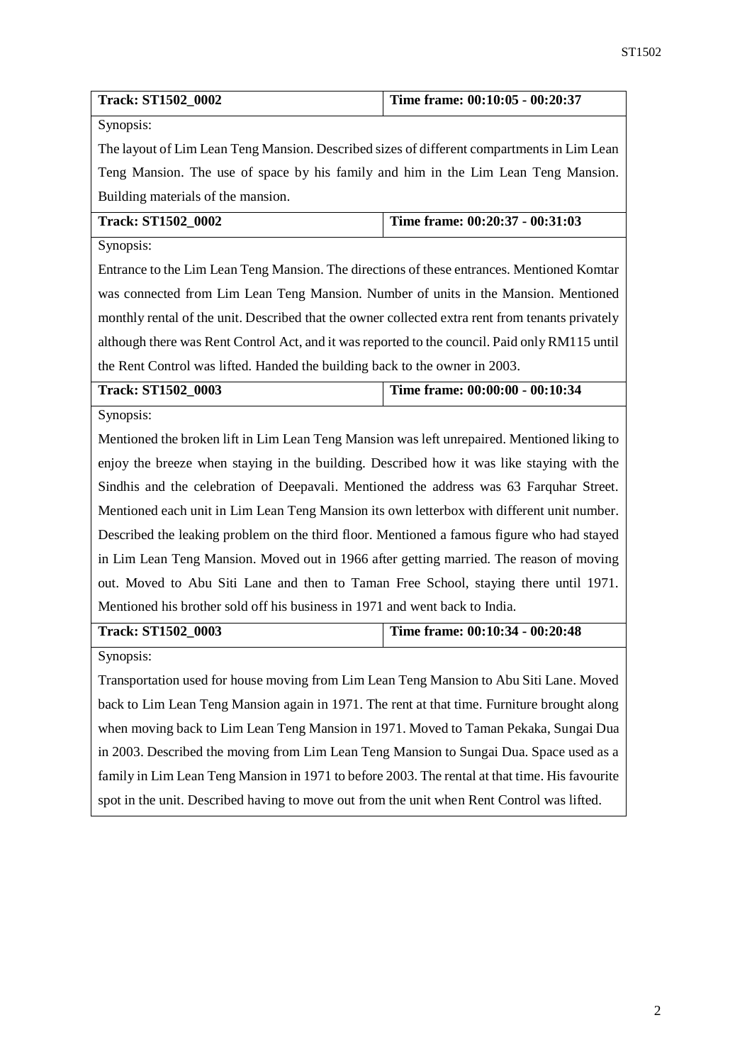| **Track: ST1502_0002** | **Time frame: 00:10:05 - 00:20:37** |
|---|---|
| Synopsis: The layout of Lim Lean Teng Mansion. Described sizes of different compartments in Lim Lean Teng Mansion. The use of space by his family and him in the Lim Lean Teng Mansion. Building materials of the mansion. | |

| **Track: ST1502_0002** | **Time frame: 00:20:37 - 00:31:03** |
|---|---|
| Synopsis: Entrance to the Lim Lean Teng Mansion. The directions of these entrances. Mentioned Komtar was connected from Lim Lean Teng Mansion. Number of units in the Mansion. Mentioned monthly rental of the unit. Described that the owner collected extra rent from tenants privately although there was Rent Control Act, and it was reported to the council. Paid only RM115 until the Rent Control was lifted. Handed the building back to the owner in 2003. | |

| **Track: ST1502_0003** | **Time frame: 00:00:00 - 00:10:34** |
|---|---|
| Synopsis: Mentioned the broken lift in Lim Lean Teng Mansion was left unrepaired. Mentioned liking to enjoy the breeze when staying in the building. Described how it was like staying with the Sindhis and the celebration of Deepavali. Mentioned the address was 63 Farquhar Street. Mentioned each unit in Lim Lean Teng Mansion its own letterbox with different unit number. Described the leaking problem on the third floor. Mentioned a famous figure who had stayed in Lim Lean Teng Mansion. Moved out in 1966 after getting married. The reason of moving out. Moved to Abu Siti Lane and then to Taman Free School, staying there until 1971. Mentioned his brother sold off his business in 1971 and went back to India. | |

| **Track: ST1502_0003** | **Time frame: 00:10:34 - 00:20:48** |
|---|---|
| Synopsis: Transportation used for house moving from Lim Lean Teng Mansion to Abu Siti Lane. Moved back to Lim Lean Teng Mansion again in 1971. The rent at that time. Furniture brought along when moving back to Lim Lean Teng Mansion in 1971. Moved to Taman Pekaka, Sungai Dua in 2003. Described the moving from Lim Lean Teng Mansion to Sungai Dua. Space used as a family in Lim Lean Teng Mansion in 1971 to before 2003. The rental at that time. His favourite spot in the unit. Described having to move out from the unit when Rent Control was lifted. | |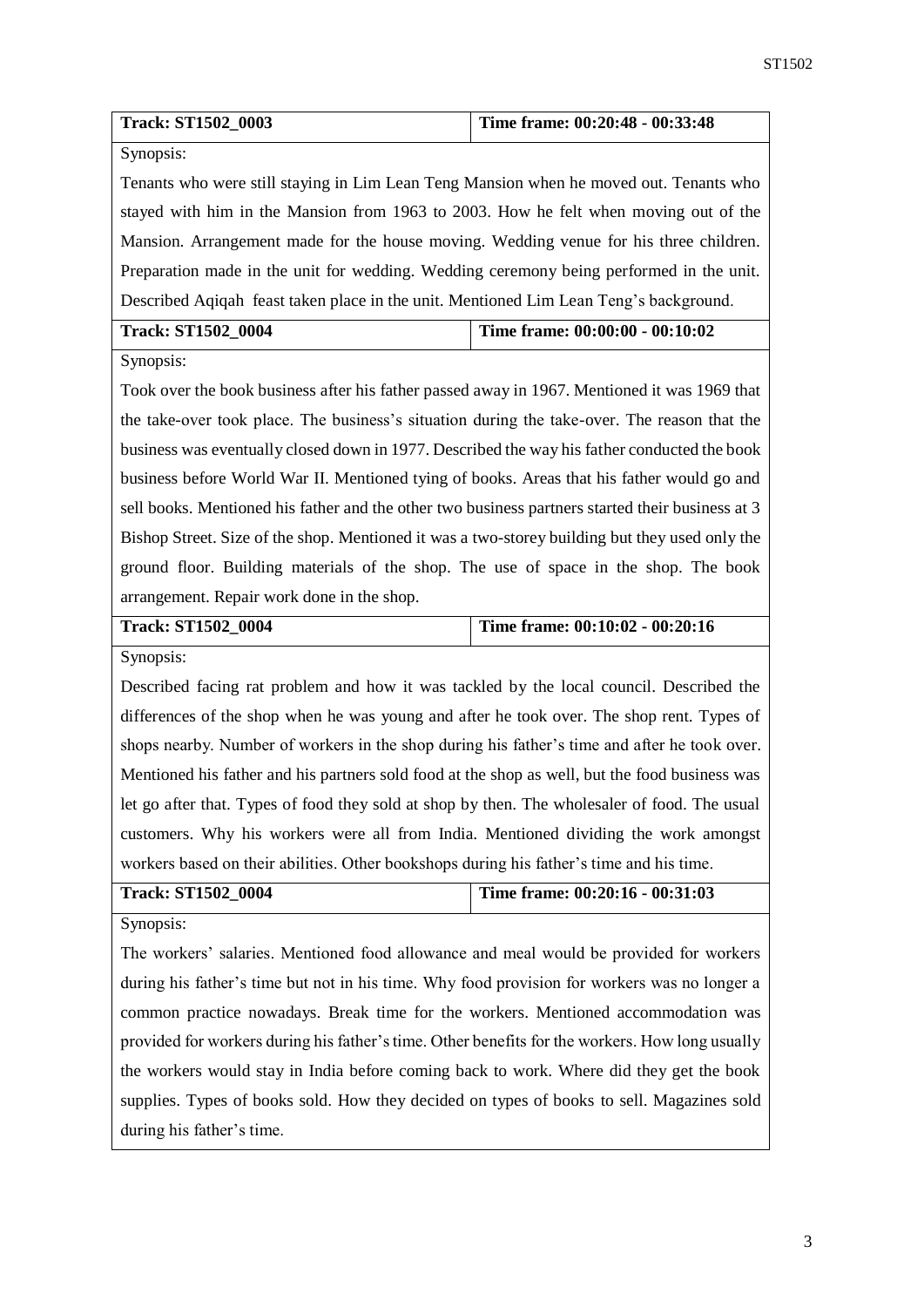| Track: ST1502_0003 | Time frame: 00:20:48 - 00:33:48 |
|---|---|
| Synopsis:<br>Tenants who were still staying in Lim Lean Teng Mansion when he moved out. Tenants who stayed with him in the Mansion from 1963 to 2003. How he felt when moving out of the Mansion. Arrangement made for the house moving. Wedding venue for his three children. Preparation made in the unit for wedding. Wedding ceremony being performed in the unit. Described Aqiqah feast taken place in the unit. Mentioned Lim Lean Teng's background. | |
| **Track: ST1502_0004** | **Time frame: 00:00:00 - 00:10:02** |
| Synopsis:<br>Took over the book business after his father passed away in 1967. Mentioned it was 1969 that the take-over took place. The business's situation during the take-over. The reason that the business was eventually closed down in 1977. Described the way his father conducted the book business before World War II. Mentioned tying of books. Areas that his father would go and sell books. Mentioned his father and the other two business partners started their business at 3 Bishop Street. Size of the shop. Mentioned it was a two-storey building but they used only the ground floor. Building materials of the shop. The use of space in the shop. The book arrangement. Repair work done in the shop. | |
| **Track: ST1502_0004** | **Time frame: 00:10:02 - 00:20:16** |
| Synopsis:<br>Described facing rat problem and how it was tackled by the local council. Described the differences of the shop when he was young and after he took over. The shop rent. Types of shops nearby. Number of workers in the shop during his father's time and after he took over. Mentioned his father and his partners sold food at the shop as well, but the food business was let go after that. Types of food they sold at shop by then. The wholesaler of food. The usual customers. Why his workers were all from India. Mentioned dividing the work amongst workers based on their abilities. Other bookshops during his father's time and his time. | |
| **Track: ST1502_0004** | **Time frame: 00:20:16 - 00:31:03** |
| Synopsis:<br>The workers' salaries. Mentioned food allowance and meal would be provided for workers during his father's time but not in his time. Why food provision for workers was no longer a common practice nowadays. Break time for the workers. Mentioned accommodation was provided for workers during his father's time. Other benefits for the workers. How long usually the workers would stay in India before coming back to work. Where did they get the book supplies. Types of books sold. How they decided on types of books to sell. Magazines sold during his father's time. | |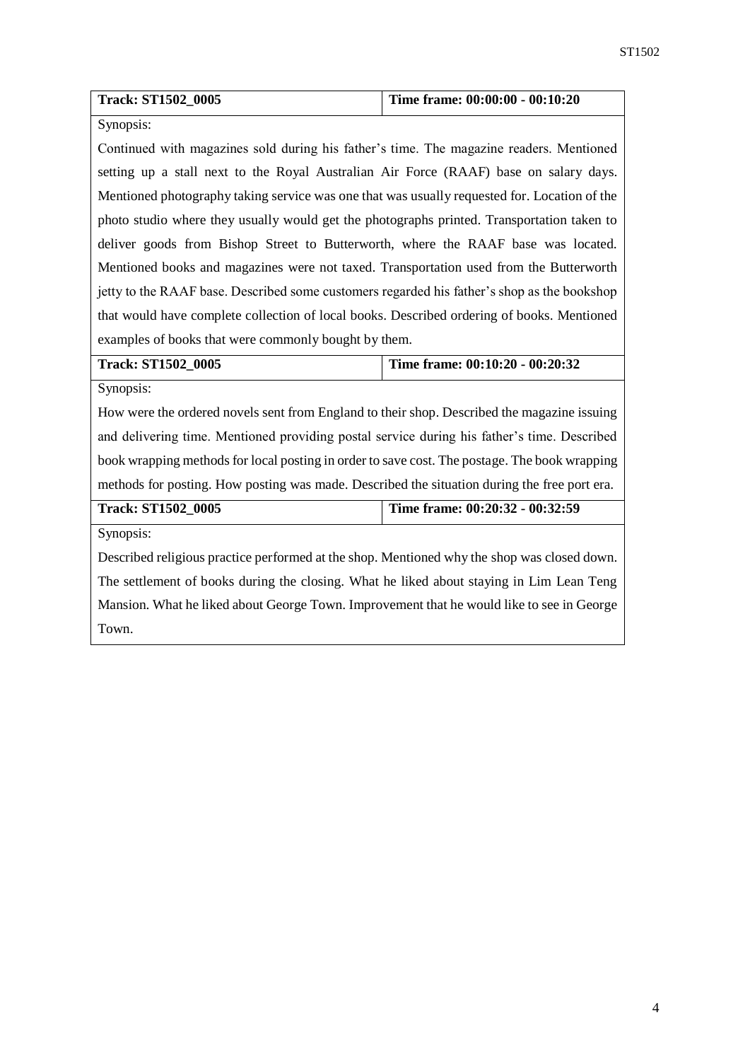| Track: ST1502_0005 | Time frame: 00:00:00 - 00:10:20 |
|---|---|
| Synopsis: | |
| Continued with magazines sold during his father's time. The magazine readers. Mentioned setting up a stall next to the Royal Australian Air Force (RAAF) base on salary days. Mentioned photography taking service was one that was usually requested for. Location of the photo studio where they usually would get the photographs printed. Transportation taken to deliver goods from Bishop Street to Butterworth, where the RAAF base was located. Mentioned books and magazines were not taxed. Transportation used from the Butterworth jetty to the RAAF base. Described some customers regarded his father's shop as the bookshop that would have complete collection of local books. Described ordering of books. Mentioned examples of books that were commonly bought by them. | |
| **Track: ST1502_0005** | **Time frame: 00:10:20 - 00:20:32** |
| Synopsis: | |
| How were the ordered novels sent from England to their shop. Described the magazine issuing and delivering time. Mentioned providing postal service during his father's time. Described book wrapping methods for local posting in order to save cost. The postage. The book wrapping methods for posting. How posting was made. Described the situation during the free port era. | |
| **Track: ST1502_0005** | **Time frame: 00:20:32 - 00:32:59** |
| Synopsis: | |
| Described religious practice performed at the shop. Mentioned why the shop was closed down. The settlement of books during the closing. What he liked about staying in Lim Lean Teng Mansion. What he liked about George Town. Improvement that he would like to see in George Town. | |